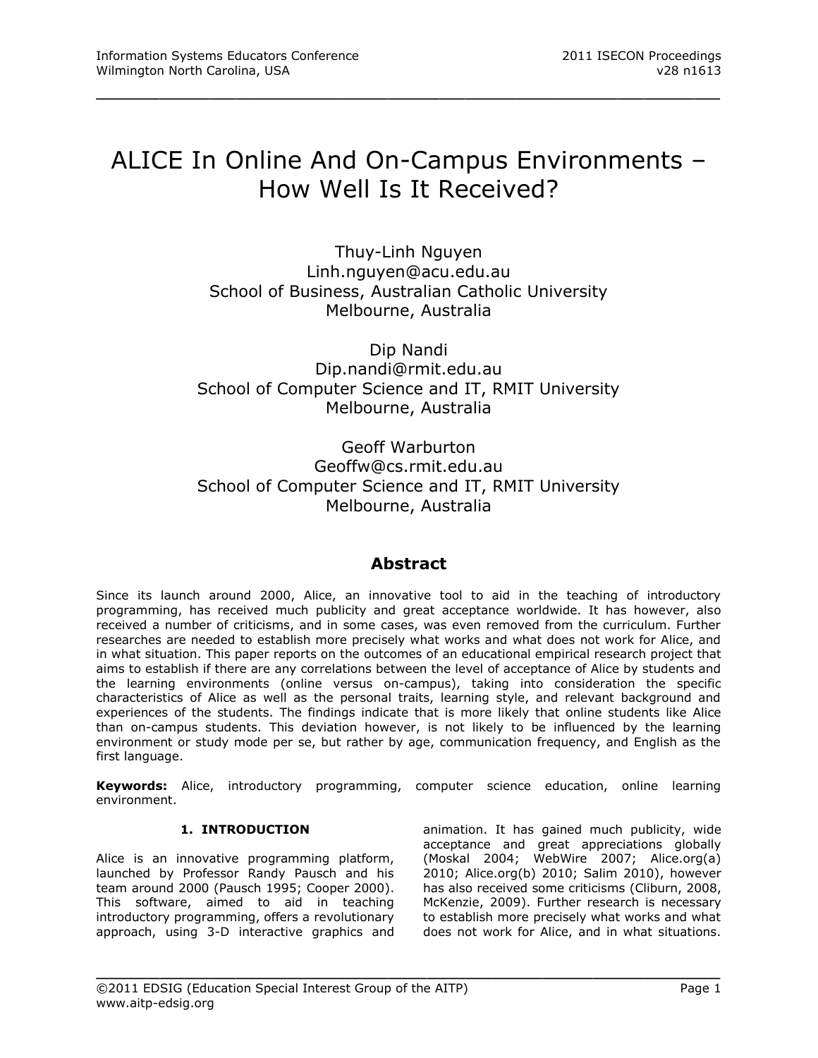# ALICE In Online And On-Campus Environments – How Well Is It Received?

Thuy-Linh Nguyen
Linh.nguyen@acu.edu.au
School of Business, Australian Catholic University
Melbourne, Australia

Dip Nandi
Dip.nandi@rmit.edu.au
School of Computer Science and IT, RMIT University
Melbourne, Australia

Geoff Warburton
Geoffw@cs.rmit.edu.au
School of Computer Science and IT, RMIT University
Melbourne, Australia

## Abstract

Since its launch around 2000, Alice, an innovative tool to aid in the teaching of introductory programming, has received much publicity and great acceptance worldwide. It has however, also received a number of criticisms, and in some cases, was even removed from the curriculum. Further researches are needed to establish more precisely what works and what does not work for Alice, and in what situation. This paper reports on the outcomes of an educational empirical research project that aims to establish if there are any correlations between the level of acceptance of Alice by students and the learning environments (online versus on-campus), taking into consideration the specific characteristics of Alice as well as the personal traits, learning style, and relevant background and experiences of the students. The findings indicate that is more likely that online students like Alice than on-campus students. This deviation however, is not likely to be influenced by the learning environment or study mode per se, but rather by age, communication frequency, and English as the first language.

**Keywords:** Alice, introductory programming, computer science education, online learning environment.

## 1. INTRODUCTION

Alice is an innovative programming platform, launched by Professor Randy Pausch and his team around 2000 (Pausch 1995; Cooper 2000). This software, aimed to aid in teaching introductory programming, offers a revolutionary approach, using 3-D interactive graphics and animation. It has gained much publicity, wide acceptance and great appreciations globally (Moskal 2004; WebWire 2007; Alice.org(a) 2010; Alice.org(b) 2010; Salim 2010), however has also received some criticisms (Cliburn, 2008, McKenzie, 2009). Further research is necessary to establish more precisely what works and what does not work for Alice, and in what situations.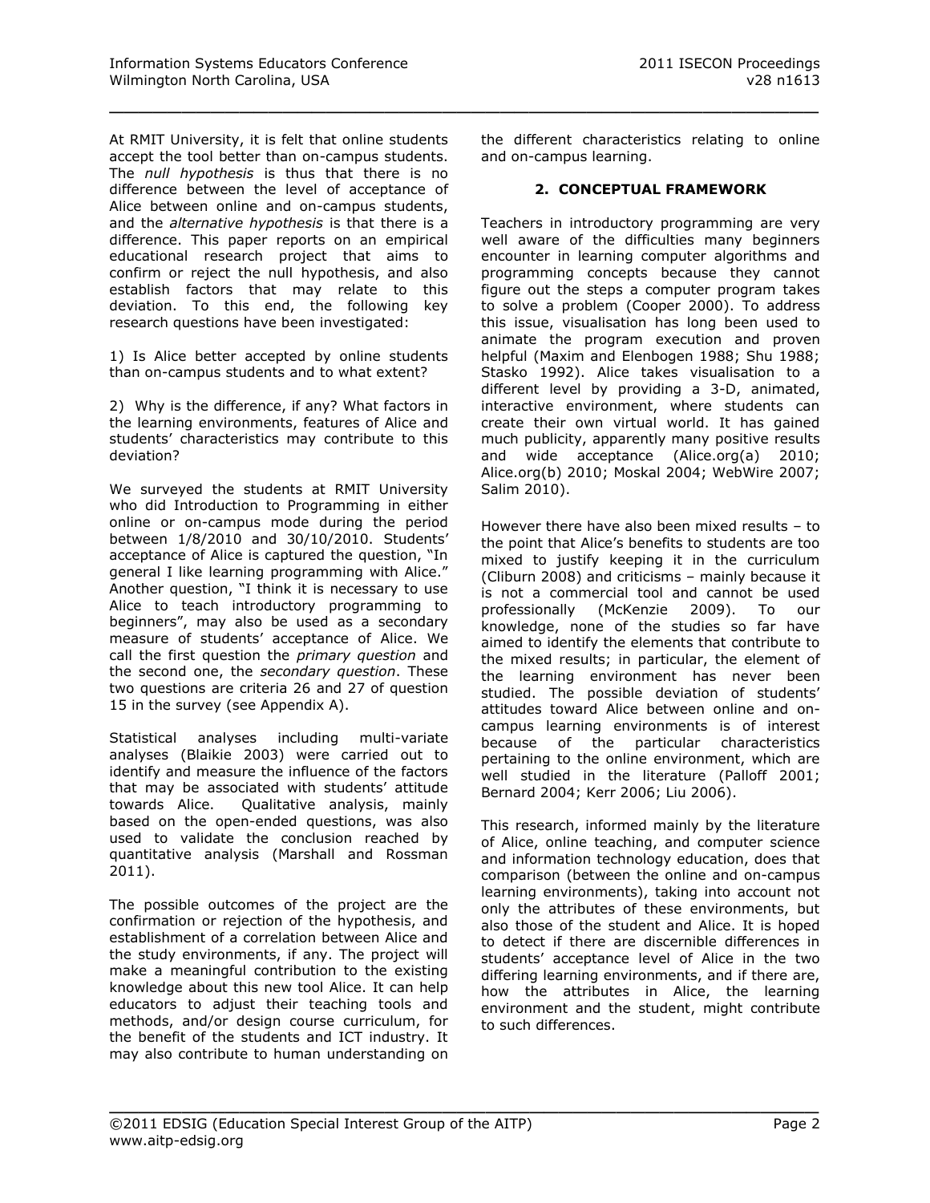At RMIT University, it is felt that online students accept the tool better than on-campus students. The *null hypothesis* is thus that there is no difference between the level of acceptance of Alice between online and on-campus students, and the *alternative hypothesis* is that there is a difference. This paper reports on an empirical educational research project that aims to confirm or reject the null hypothesis, and also establish factors that may relate to this deviation. To this end, the following key research questions have been investigated:

1) Is Alice better accepted by online students than on-campus students and to what extent?

2) Why is the difference, if any? What factors in the learning environments, features of Alice and students' characteristics may contribute to this deviation?

We surveyed the students at RMIT University who did Introduction to Programming in either online or on-campus mode during the period between 1/8/2010 and 30/10/2010. Students' acceptance of Alice is captured the question, "In general I like learning programming with Alice." Another question, "I think it is necessary to use Alice to teach introductory programming to beginners", may also be used as a secondary measure of students' acceptance of Alice. We call the first question the *primary question* and the second one, the *secondary question*. These two questions are criteria 26 and 27 of question 15 in the survey (see Appendix A).

Statistical analyses including multi-variate analyses (Blaikie 2003) were carried out to identify and measure the influence of the factors that may be associated with students' attitude towards Alice. Qualitative analysis, mainly based on the open-ended questions, was also used to validate the conclusion reached by quantitative analysis (Marshall and Rossman 2011).

The possible outcomes of the project are the confirmation or rejection of the hypothesis, and establishment of a correlation between Alice and the study environments, if any. The project will make a meaningful contribution to the existing knowledge about this new tool Alice. It can help educators to adjust their teaching tools and methods, and/or design course curriculum, for the benefit of the students and ICT industry. It may also contribute to human understanding on the different characteristics relating to online and on-campus learning.

## 2. CONCEPTUAL FRAMEWORK

Teachers in introductory programming are very well aware of the difficulties many beginners encounter in learning computer algorithms and programming concepts because they cannot figure out the steps a computer program takes to solve a problem (Cooper 2000). To address this issue, visualisation has long been used to animate the program execution and proven helpful (Maxim and Elenbogen 1988; Shu 1988; Stasko 1992). Alice takes visualisation to a different level by providing a 3-D, animated, interactive environment, where students can create their own virtual world. It has gained much publicity, apparently many positive results and wide acceptance (Alice.org(a) 2010; Alice.org(b) 2010; Moskal 2004; WebWire 2007; Salim 2010).

However there have also been mixed results – to the point that Alice's benefits to students are too mixed to justify keeping it in the curriculum (Cliburn 2008) and criticisms – mainly because it is not a commercial tool and cannot be used professionally (McKenzie 2009). To our knowledge, none of the studies so far have aimed to identify the elements that contribute to the mixed results; in particular, the element of the learning environment has never been studied. The possible deviation of students' attitudes toward Alice between online and on-campus learning environments is of interest because of the particular characteristics pertaining to the online environment, which are well studied in the literature (Palloff 2001; Bernard 2004; Kerr 2006; Liu 2006).

This research, informed mainly by the literature of Alice, online teaching, and computer science and information technology education, does that comparison (between the online and on-campus learning environments), taking into account not only the attributes of these environments, but also those of the student and Alice. It is hoped to detect if there are discernible differences in students' acceptance level of Alice in the two differing learning environments, and if there are, how the attributes in Alice, the learning environment and the student, might contribute to such differences.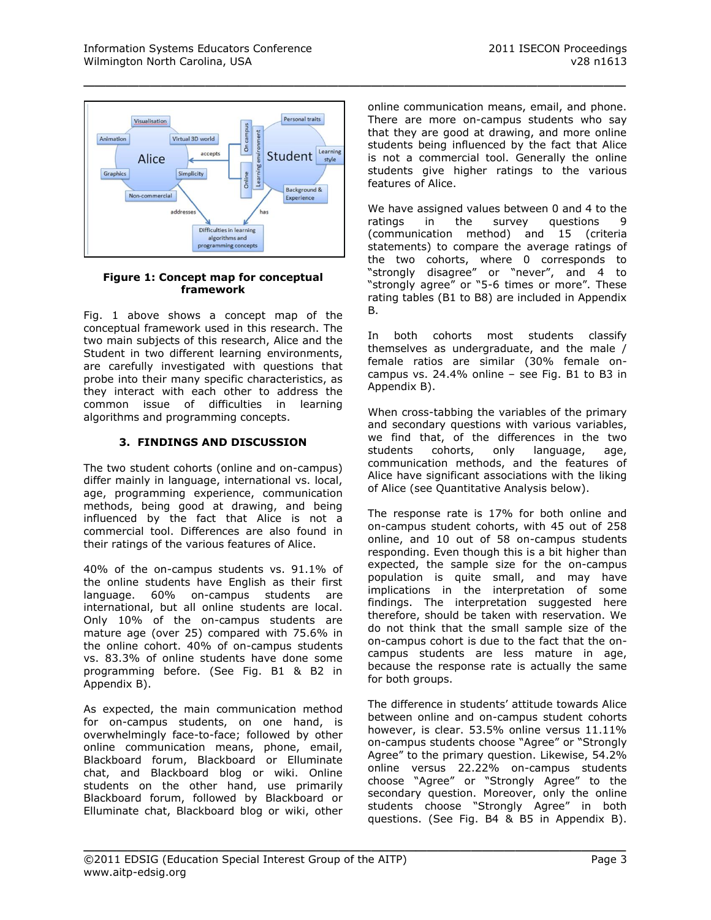**Figure 1: Concept map for conceptual framework**

Fig. 1 above shows a concept map of the conceptual framework used in this research. The two main subjects of this research, Alice and the Student in two different learning environments, are carefully investigated with questions that probe into their many specific characteristics, as they interact with each other to address the common issue of difficulties in learning algorithms and programming concepts.

### 3. FINDINGS AND DISCUSSION

The two student cohorts (online and on-campus) differ mainly in language, international vs. local, age, programming experience, communication methods, being good at drawing, and being influenced by the fact that Alice is not a commercial tool. Differences are also found in their ratings of the various features of Alice.

40% of the on-campus students vs. 91.1% of the online students have English as their first language. 60% on-campus students are international, but all online students are local. Only 10% of the on-campus students are mature age (over 25) compared with 75.6% in the online cohort. 40% of on-campus students vs. 83.3% of online students have done some programming before. (See Fig. B1 & B2 in Appendix B).

As expected, the main communication method for on-campus students, on one hand, is overwhelmingly face-to-face; followed by other online communication means, phone, email, Blackboard forum, Blackboard or Elluminate chat, and Blackboard blog or wiki. Online students on the other hand, use primarily Blackboard forum, followed by Blackboard or Elluminate chat, Blackboard blog or wiki, other online communication means, email, and phone. There are more on-campus students who say that they are good at drawing, and more online students being influenced by the fact that Alice is not a commercial tool. Generally the online students give higher ratings to the various features of Alice.

We have assigned values between 0 and 4 to the ratings in the survey questions 9 (communication method) and 15 (criteria statements) to compare the average ratings of the two cohorts, where 0 corresponds to "strongly disagree" or "never", and 4 to "strongly agree" or "5-6 times or more". These rating tables (B1 to B8) are included in Appendix B.

In both cohorts most students classify themselves as undergraduate, and the male / female ratios are similar (30% female on-campus vs. 24.4% online – see Fig. B1 to B3 in Appendix B).

When cross-tabbing the variables of the primary and secondary questions with various variables, we find that, of the differences in the two students cohorts, only language, age, communication methods, and the features of Alice have significant associations with the liking of Alice (see Quantitative Analysis below).

The response rate is 17% for both online and on-campus student cohorts, with 45 out of 258 online, and 10 out of 58 on-campus students responding. Even though this is a bit higher than expected, the sample size for the on-campus population is quite small, and may have implications in the interpretation of some findings. The interpretation suggested here therefore, should be taken with reservation. We do not think that the small sample size of the on-campus cohort is due to the fact that the on-campus students are less mature in age, because the response rate is actually the same for both groups.

The difference in students' attitude towards Alice between online and on-campus student cohorts however, is clear. 53.5% online versus 11.11% on-campus students choose "Agree" or "Strongly Agree" to the primary question. Likewise, 54.2% online versus 22.22% on-campus students choose "Agree" or "Strongly Agree" to the secondary question. Moreover, only the online students choose "Strongly Agree" in both questions. (See Fig. B4 & B5 in Appendix B).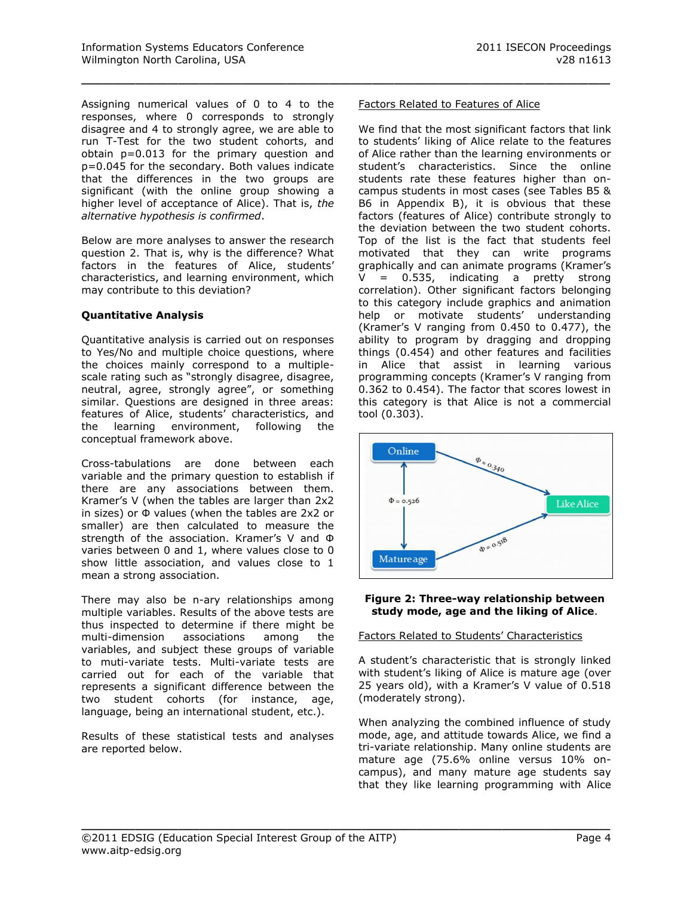Assigning numerical values of 0 to 4 to the responses, where 0 corresponds to strongly disagree and 4 to strongly agree, we are able to run T-Test for the two student cohorts, and obtain $p=0.013$ for the primary question and $p=0.045$ for the secondary. Both values indicate that the differences in the two groups are significant (with the online group showing a higher level of acceptance of Alice). That is, *the alternative hypothesis is confirmed*.

Below are more analyses to answer the research question 2. That is, why is the difference? What factors in the features of Alice, students' characteristics, and learning environment, which may contribute to this deviation?

**Quantitative Analysis**

Quantitative analysis is carried out on responses to Yes/No and multiple choice questions, where the choices mainly correspond to a multiple-scale rating such as "strongly disagree, disagree, neutral, agree, strongly agree", or something similar. Questions are designed in three areas: features of Alice, students' characteristics, and the learning environment, following the conceptual framework above.

Cross-tabulations are done between each variable and the primary question to establish if there are any associations between them. Kramer's V (when the tables are larger than 2x2 in sizes) or Φ values (when the tables are 2x2 or smaller) are then calculated to measure the strength of the association. Kramer's V and Φ varies between 0 and 1, where values close to 0 show little association, and values close to 1 mean a strong association.

There may also be n-ary relationships among multiple variables. Results of the above tests are thus inspected to determine if there might be multi-dimension associations among the variables, and subject these groups of variable to muti-variate tests. Multi-variate tests are carried out for each of the variable that represents a significant difference between the two student cohorts (for instance, age, language, being an international student, etc.).

Results of these statistical tests and analyses are reported below.

Factors Related to Features of Alice

We find that the most significant factors that link to students' liking of Alice relate to the features of Alice rather than the learning environments or student's characteristics. Since the online students rate these features higher than on-campus students in most cases (see Tables B5 & B6 in Appendix B), it is obvious that these factors (features of Alice) contribute strongly to the deviation between the two student cohorts. Top of the list is the fact that students feel motivated that they can write programs graphically and can animate programs (Kramer's V = 0.535, indicating a pretty strong correlation). Other significant factors belonging to this category include graphics and animation help or motivate students' understanding (Kramer's V ranging from 0.450 to 0.477), the ability to program by dragging and dropping things (0.454) and other features and facilities in Alice that assist in learning various programming concepts (Kramer's V ranging from 0.362 to 0.454). The factor that scores lowest in this category is that Alice is not a commercial tool (0.303).

**Figure 2: Three-way relationship between study mode, age and the liking of Alice**.

Factors Related to Students' Characteristics

A student's characteristic that is strongly linked with student's liking of Alice is mature age (over 25 years old), with a Kramer's V value of 0.518 (moderately strong).

When analyzing the combined influence of study mode, age, and attitude towards Alice, we find a tri-variate relationship. Many online students are mature age (75.6% online versus 10% on-campus), and many mature age students say that they like learning programming with Alice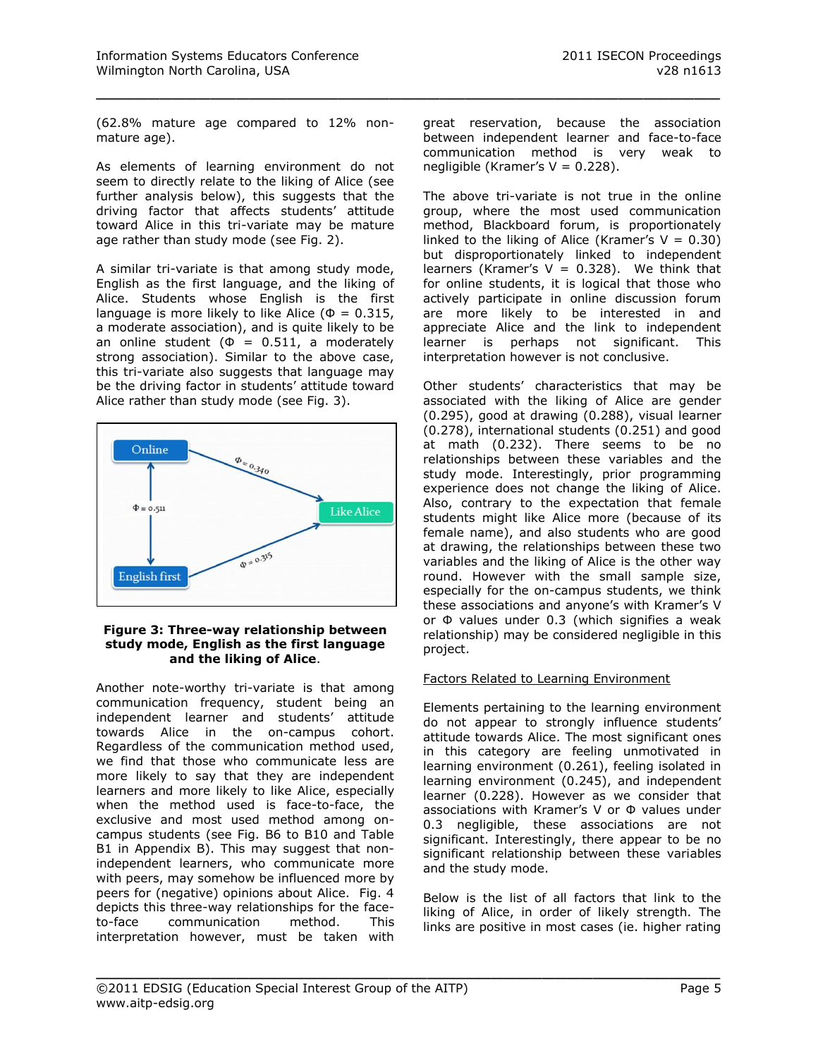(62.8% mature age compared to 12% non-mature age).

As elements of learning environment do not seem to directly relate to the liking of Alice (see further analysis below), this suggests that the driving factor that affects students' attitude toward Alice in this tri-variate may be mature age rather than study mode (see Fig. 2).

A similar tri-variate is that among study mode, English as the first language, and the liking of Alice. Students whose English is the first language is more likely to like Alice (Φ = 0.315, a moderate association), and is quite likely to be an online student (Φ = 0.511, a moderately strong association). Similar to the above case, this tri-variate also suggests that language may be the driving factor in students' attitude toward Alice rather than study mode (see Fig. 3).

**Figure 3: Three-way relationship between study mode, English as the first language and the liking of Alice.**

Another note-worthy tri-variate is that among communication frequency, student being an independent learner and students' attitude towards Alice in the on-campus cohort. Regardless of the communication method used, we find that those who communicate less are more likely to say that they are independent learners and more likely to like Alice, especially when the method used is face-to-face, the exclusive and most used method among on-campus students (see Fig. B6 to B10 and Table B1 in Appendix B). This may suggest that non-independent learners, who communicate more with peers, may somehow be influenced more by peers for (negative) opinions about Alice. Fig. 4 depicts this three-way relationships for the face-to-face communication method. This interpretation however, must be taken with great reservation, because the association between independent learner and face-to-face communication method is very weak to negligible (Kramer's V = 0.228).

The above tri-variate is not true in the online group, where the most used communication method, Blackboard forum, is proportionately linked to the liking of Alice (Kramer's V = 0.30) but disproportionately linked to independent learners (Kramer's V = 0.328). We think that for online students, it is logical that those who actively participate in online discussion forum are more likely to be interested in and appreciate Alice and the link to independent learner is perhaps not significant. This interpretation however is not conclusive.

Other students' characteristics that may be associated with the liking of Alice are gender (0.295), good at drawing (0.288), visual learner (0.278), international students (0.251) and good at math (0.232). There seems to be no relationships between these variables and the study mode. Interestingly, prior programming experience does not change the liking of Alice. Also, contrary to the expectation that female students might like Alice more (because of its female name), and also students who are good at drawing, the relationships between these two variables and the liking of Alice is the other way round. However with the small sample size, especially for the on-campus students, we think these associations and anyone's with Kramer's V or Φ values under 0.3 (which signifies a weak relationship) may be considered negligible in this project.

<u>Factors Related to Learning Environment</u>

Elements pertaining to the learning environment do not appear to strongly influence students' attitude towards Alice. The most significant ones in this category are feeling unmotivated in learning environment (0.261), feeling isolated in learning environment (0.245), and independent learner (0.228). However as we consider that associations with Kramer's V or Φ values under 0.3 negligible, these associations are not significant. Interestingly, there appear to be no significant relationship between these variables and the study mode.

Below is the list of all factors that link to the liking of Alice, in order of likely strength. The links are positive in most cases (ie. higher rating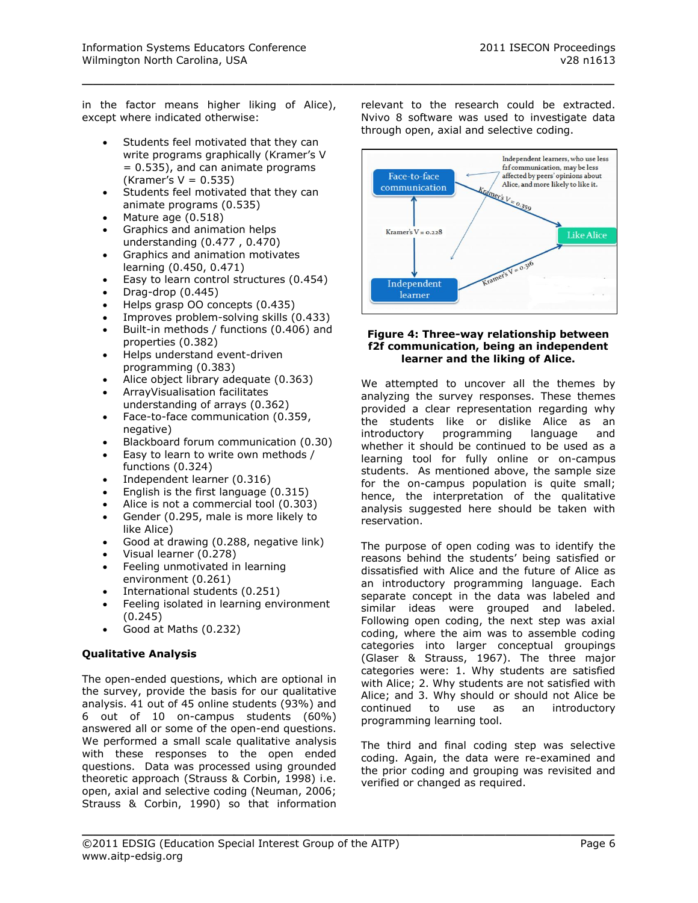in the factor means higher liking of Alice), except where indicated otherwise:

- Students feel motivated that they can write programs graphically (Kramer's V = 0.535), and can animate programs (Kramer's V = 0.535)
- Students feel motivated that they can animate programs (0.535)
- Mature age (0.518)
- Graphics and animation helps understanding (0.477 , 0.470)
- Graphics and animation motivates learning (0.450, 0.471)
- Easy to learn control structures (0.454)
- Drag-drop (0.445)
- Helps grasp OO concepts (0.435)
- Improves problem-solving skills (0.433)
- Built-in methods / functions (0.406) and properties (0.382)
- Helps understand event-driven programming (0.383)
- Alice object library adequate (0.363)
- ArrayVisualisation facilitates understanding of arrays (0.362)
- Face-to-face communication (0.359, negative)
- Blackboard forum communication (0.30)
- Easy to learn to write own methods / functions (0.324)
- Independent learner (0.316)
- English is the first language (0.315)
- Alice is not a commercial tool (0.303)
- Gender (0.295, male is more likely to like Alice)
- Good at drawing (0.288, negative link)
- Visual learner (0.278)
- Feeling unmotivated in learning environment (0.261)
- International students (0.251)
- Feeling isolated in learning environment (0.245)
- Good at Maths (0.232)

**Qualitative Analysis**

The open-ended questions, which are optional in the survey, provide the basis for our qualitative analysis. 41 out of 45 online students (93%) and 6 out of 10 on-campus students (60%) answered all or some of the open-end questions. We performed a small scale qualitative analysis with these responses to the open ended questions. Data was processed using grounded theoretic approach (Strauss & Corbin, 1998) i.e. open, axial and selective coding (Neuman, 2006; Strauss & Corbin, 1990) so that information relevant to the research could be extracted. Nvivo 8 software was used to investigate data through open, axial and selective coding.

**Figure 4: Three-way relationship between f2f communication, being an independent learner and the liking of Alice.**

We attempted to uncover all the themes by analyzing the survey responses. These themes provided a clear representation regarding why the students like or dislike Alice as an introductory programming language and whether it should be continued to be used as a learning tool for fully online or on-campus students. As mentioned above, the sample size for the on-campus population is quite small; hence, the interpretation of the qualitative analysis suggested here should be taken with reservation.

The purpose of open coding was to identify the reasons behind the students' being satisfied or dissatisfied with Alice and the future of Alice as an introductory programming language. Each separate concept in the data was labeled and similar ideas were grouped and labeled. Following open coding, the next step was axial coding, where the aim was to assemble coding categories into larger conceptual groupings (Glaser & Strauss, 1967). The three major categories were: 1. Why students are satisfied with Alice; 2. Why students are not satisfied with Alice; and 3. Why should or should not Alice be continued to use as an introductory programming learning tool.

The third and final coding step was selective coding. Again, the data were re-examined and the prior coding and grouping was revisited and verified or changed as required.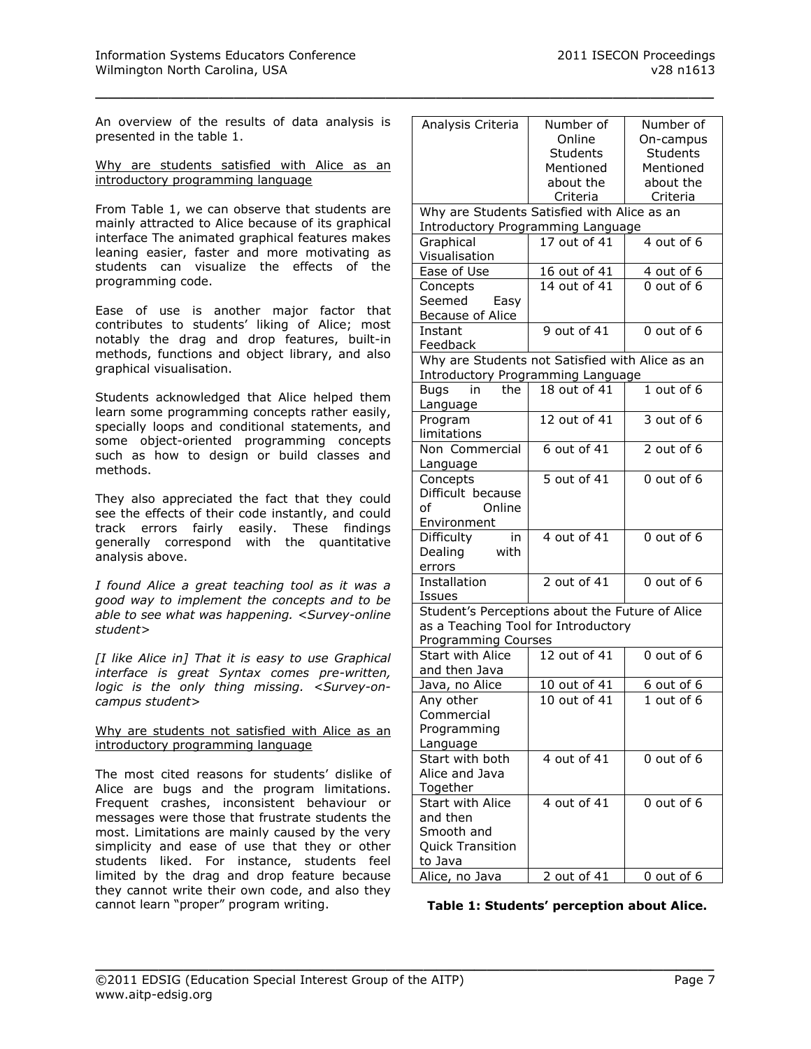An overview of the results of data analysis is presented in the table 1.

<u>Why are students satisfied with Alice as an introductory programming language</u>

From Table 1, we can observe that students are mainly attracted to Alice because of its graphical interface The animated graphical features makes leaning easier, faster and more motivating as students can visualize the effects of the programming code.

Ease of use is another major factor that contributes to students' liking of Alice; most notably the drag and drop features, built-in methods, functions and object library, and also graphical visualisation.

Students acknowledged that Alice helped them learn some programming concepts rather easily, specially loops and conditional statements, and some object-oriented programming concepts such as how to design or build classes and methods.

They also appreciated the fact that they could see the effects of their code instantly, and could track errors fairly easily. These findings generally correspond with the quantitative analysis above.

*I found Alice a great teaching tool as it was a good way to implement the concepts and to be able to see what was happening. <Survey-online student>*

*[I like Alice in] That it is easy to use Graphical interface is great Syntax comes pre-written, logic is the only thing missing. <Survey-on-campus student>*

<u>Why are students not satisfied with Alice as an introductory programming language</u>

The most cited reasons for students' dislike of Alice are bugs and the program limitations. Frequent crashes, inconsistent behaviour or messages were those that frustrate students the most. Limitations are mainly caused by the very simplicity and ease of use that they or other students liked. For instance, students feel limited by the drag and drop feature because they cannot write their own code, and also they cannot learn "proper" program writing.

| Analysis Criteria | Number of Online Students Mentioned about the Criteria | Number of On-campus Students Mentioned about the Criteria |
|---|---|---|
| Why are Students Satisfied with Alice as an Introductory Programming Language | | |
| Graphical Visualisation | 17 out of 41 | 4 out of 6 |
| Ease of Use | 16 out of 41 | 4 out of 6 |
| Concepts Seemed Easy Because of Alice | 14 out of 41 | 0 out of 6 |
| Instant Feedback | 9 out of 41 | 0 out of 6 |
| Why are Students not Satisfied with Alice as an Introductory Programming Language | | |
| Bugs in the Language | 18 out of 41 | 1 out of 6 |
| Program limitations | 12 out of 41 | 3 out of 6 |
| Non Commercial Language | 6 out of 41 | 2 out of 6 |
| Concepts Difficult because of Online Environment | 5 out of 41 | 0 out of 6 |
| Difficulty in Dealing with errors | 4 out of 41 | 0 out of 6 |
| Installation Issues | 2 out of 41 | 0 out of 6 |
| Student's Perceptions about the Future of Alice as a Teaching Tool for Introductory Programming Courses | | |
| Start with Alice and then Java | 12 out of 41 | 0 out of 6 |
| Java, no Alice | 10 out of 41 | 6 out of 6 |
| Any other Commercial Programming Language | 10 out of 41 | 1 out of 6 |
| Start with both Alice and Java Together | 4 out of 41 | 0 out of 6 |
| Start with Alice and then Smooth and Quick Transition to Java | 4 out of 41 | 0 out of 6 |
| Alice, no Java | 2 out of 41 | 0 out of 6 |

**Table 1: Students' perception about Alice.**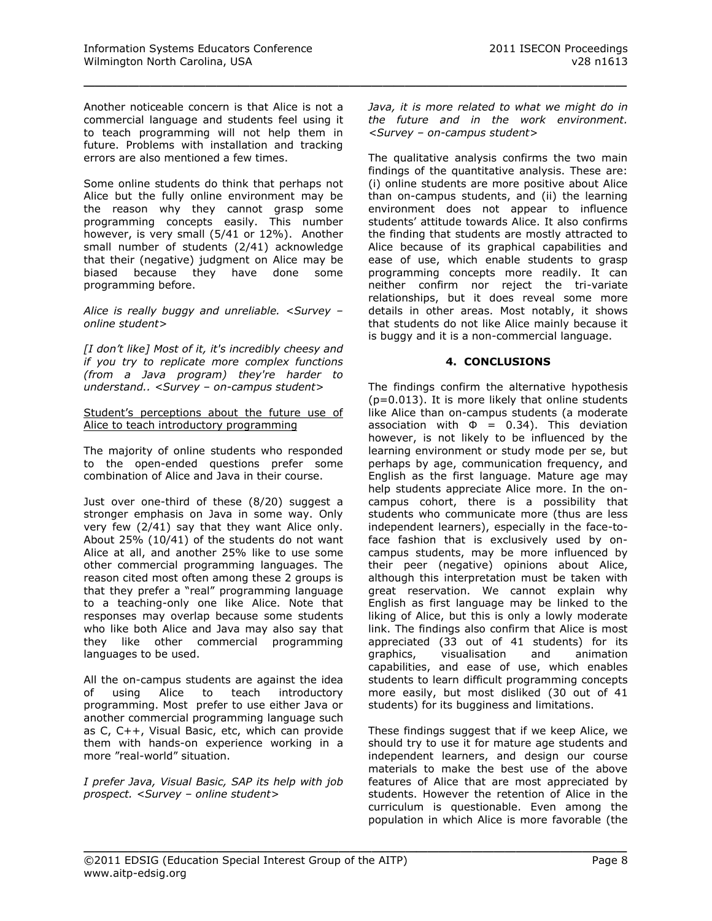Another noticeable concern is that Alice is not a commercial language and students feel using it to teach programming will not help them in future. Problems with installation and tracking errors are also mentioned a few times.

Some online students do think that perhaps not Alice but the fully online environment may be the reason why they cannot grasp some programming concepts easily. This number however, is very small (5/41 or 12%). Another small number of students (2/41) acknowledge that their (negative) judgment on Alice may be biased because they have done some programming before.

*Alice is really buggy and unreliable. <Survey – online student>*

*[I don't like] Most of it, it's incredibly cheesy and if you try to replicate more complex functions (from a Java program) they're harder to understand.. <Survey – on-campus student>*

<u>Student's perceptions about the future use of Alice to teach introductory programming</u>

The majority of online students who responded to the open-ended questions prefer some combination of Alice and Java in their course.

Just over one-third of these (8/20) suggest a stronger emphasis on Java in some way. Only very few (2/41) say that they want Alice only. About 25% (10/41) of the students do not want Alice at all, and another 25% like to use some other commercial programming languages. The reason cited most often among these 2 groups is that they prefer a "real" programming language to a teaching-only one like Alice. Note that responses may overlap because some students who like both Alice and Java may also say that they like other commercial programming languages to be used.

All the on-campus students are against the idea of using Alice to teach introductory programming. Most prefer to use either Java or another commercial programming language such as C, C++, Visual Basic, etc, which can provide them with hands-on experience working in a more "real-world" situation.

*I prefer Java, Visual Basic, SAP its help with job prospect. <Survey – online student>*

*Java, it is more related to what we might do in the future and in the work environment. <Survey – on-campus student>*

The qualitative analysis confirms the two main findings of the quantitative analysis. These are: (i) online students are more positive about Alice than on-campus students, and (ii) the learning environment does not appear to influence students' attitude towards Alice. It also confirms the finding that students are mostly attracted to Alice because of its graphical capabilities and ease of use, which enable students to grasp programming concepts more readily. It can neither confirm nor reject the tri-variate relationships, but it does reveal some more details in other areas. Most notably, it shows that students do not like Alice mainly because it is buggy and it is a non-commercial language.

## 4. CONCLUSIONS

The findings confirm the alternative hypothesis ($p=0.013$). It is more likely that online students like Alice than on-campus students (a moderate association with $\Phi = 0.34$). This deviation however, is not likely to be influenced by the learning environment or study mode per se, but perhaps by age, communication frequency, and English as the first language. Mature age may help students appreciate Alice more. In the on-campus cohort, there is a possibility that students who communicate more (thus are less independent learners), especially in the face-to-face fashion that is exclusively used by on-campus students, may be more influenced by their peer (negative) opinions about Alice, although this interpretation must be taken with great reservation. We cannot explain why English as first language may be linked to the liking of Alice, but this is only a lowly moderate link. The findings also confirm that Alice is most appreciated (33 out of 41 students) for its graphics, visualisation and animation capabilities, and ease of use, which enables students to learn difficult programming concepts more easily, but most disliked (30 out of 41 students) for its bugginess and limitations.

These findings suggest that if we keep Alice, we should try to use it for mature age students and independent learners, and design our course materials to make the best use of the above features of Alice that are most appreciated by students. However the retention of Alice in the curriculum is questionable. Even among the population in which Alice is more favorable (the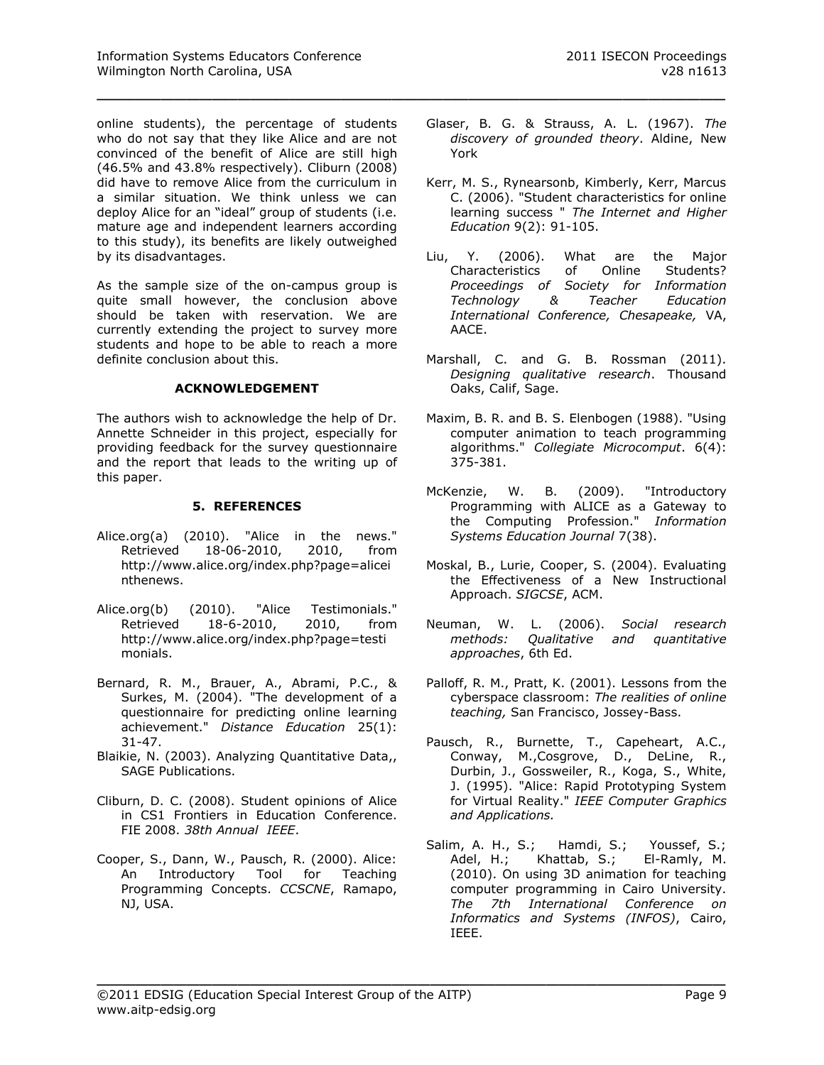online students), the percentage of students who do not say that they like Alice and are not convinced of the benefit of Alice are still high (46.5% and 43.8% respectively). Cliburn (2008) did have to remove Alice from the curriculum in a similar situation. We think unless we can deploy Alice for an "ideal" group of students (i.e. mature age and independent learners according to this study), its benefits are likely outweighed by its disadvantages.

As the sample size of the on-campus group is quite small however, the conclusion above should be taken with reservation. We are currently extending the project to survey more students and hope to be able to reach a more definite conclusion about this.

## ACKNOWLEDGEMENT

The authors wish to acknowledge the help of Dr. Annette Schneider in this project, especially for providing feedback for the survey questionnaire and the report that leads to the writing up of this paper.

## 5. REFERENCES

Alice.org(a) (2010). "Alice in the news." Retrieved 18-06-2010, 2010, from http://www.alice.org/index.php?page=aliceinthenews.

Alice.org(b) (2010). "Alice Testimonials." Retrieved 18-6-2010, 2010, from http://www.alice.org/index.php?page=testimonials.

Bernard, R. M., Brauer, A., Abrami, P.C., & Surkes, M. (2004). "The development of a questionnaire for predicting online learning achievement." *Distance Education* 25(1): 31-47.

Blaikie, N. (2003). Analyzing Quantitative Data,, SAGE Publications.

Cliburn, D. C. (2008). Student opinions of Alice in CS1 Frontiers in Education Conference. FIE 2008. *38th Annual IEEE*.

Cooper, S., Dann, W., Pausch, R. (2000). Alice: An Introductory Tool for Teaching Programming Concepts. *CCSCNE*, Ramapo, NJ, USA.

Glaser, B. G. & Strauss, A. L. (1967). *The discovery of grounded theory*. Aldine, New York

Kerr, M. S., Rynearsonb, Kimberly, Kerr, Marcus C. (2006). "Student characteristics for online learning success " *The Internet and Higher Education* 9(2): 91-105.

Liu, Y. (2006). What are the Major Characteristics of Online Students? *Proceedings of Society for Information Technology & Teacher Education International Conference, Chesapeake,* VA, AACE.

Marshall, C. and G. B. Rossman (2011). *Designing qualitative research*. Thousand Oaks, Calif, Sage.

Maxim, B. R. and B. S. Elenbogen (1988). "Using computer animation to teach programming algorithms." *Collegiate Microcomput*. 6(4): 375-381.

McKenzie, W. B. (2009). "Introductory Programming with ALICE as a Gateway to the Computing Profession." *Information Systems Education Journal* 7(38).

Moskal, B., Lurie, Cooper, S. (2004). Evaluating the Effectiveness of a New Instructional Approach. *SIGCSE*, ACM.

Neuman, W. L. (2006). *Social research methods: Qualitative and quantitative approaches*, 6th Ed.

Palloff, R. M., Pratt, K. (2001). Lessons from the cyberspace classroom: *The realities of online teaching,* San Francisco, Jossey-Bass.

Pausch, R., Burnette, T., Capeheart, A.C., Conway, M.,Cosgrove, D., DeLine, R., Durbin, J., Gossweiler, R., Koga, S., White, J. (1995). "Alice: Rapid Prototyping System for Virtual Reality." *IEEE Computer Graphics and Applications.*

Salim, A. H., S.; Hamdi, S.; Youssef, S.; Adel, H.; Khattab, S.; El-Ramly, M. (2010). On using 3D animation for teaching computer programming in Cairo University. *The 7th International Conference on Informatics and Systems (INFOS)*, Cairo, IEEE.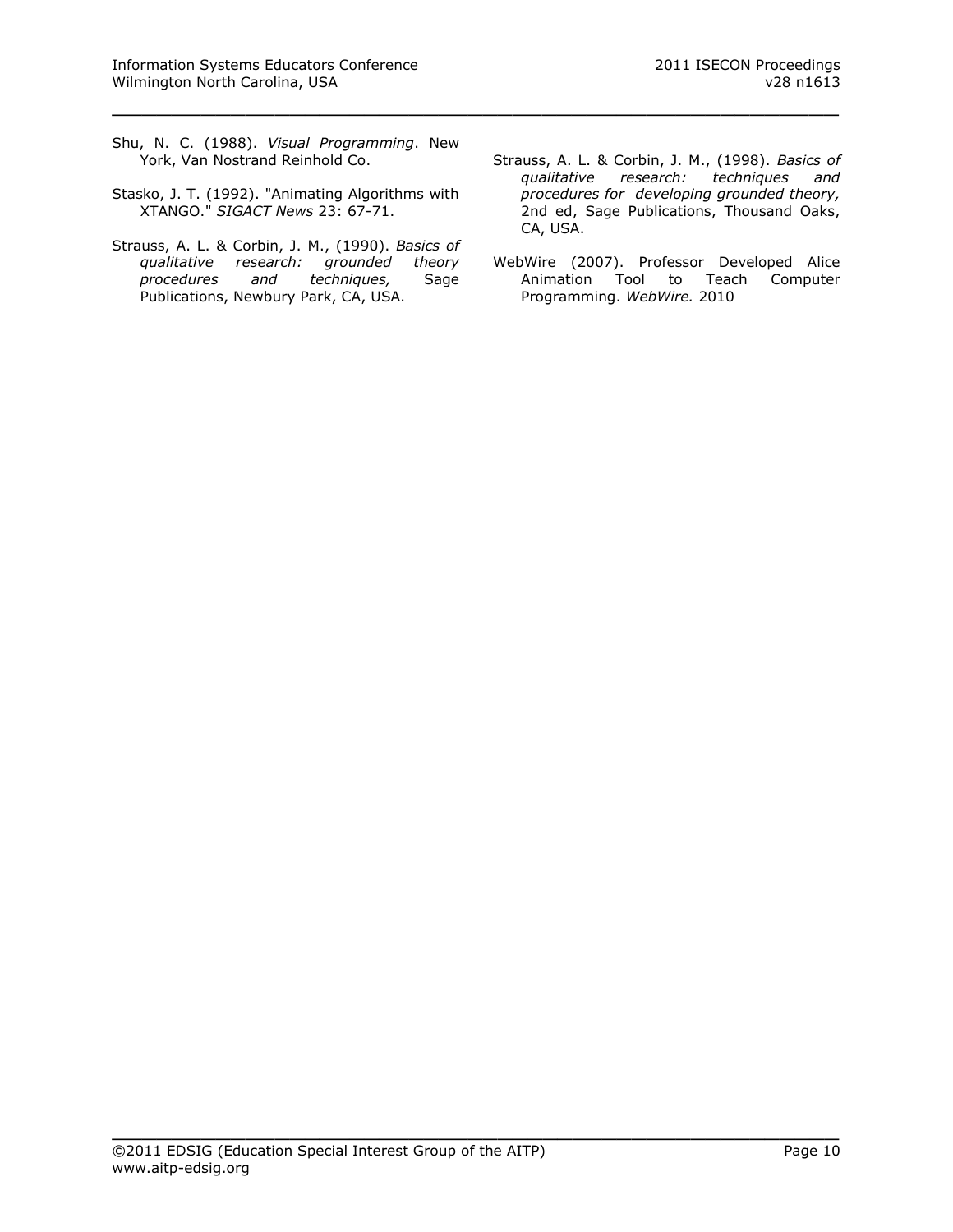Shu, N. C. (1988). *Visual Programming*. New York, Van Nostrand Reinhold Co.

Stasko, J. T. (1992). "Animating Algorithms with XTANGO." *SIGACT News* 23: 67-71.

Strauss, A. L. & Corbin, J. M., (1990). *Basics of qualitative research: grounded theory procedures and techniques,* Sage Publications, Newbury Park, CA, USA.

Strauss, A. L. & Corbin, J. M., (1998). *Basics of qualitative research: techniques and procedures for developing grounded theory,* 2nd ed, Sage Publications, Thousand Oaks, CA, USA.

WebWire (2007). Professor Developed Alice Animation Tool to Teach Computer Programming. *WebWire.* 2010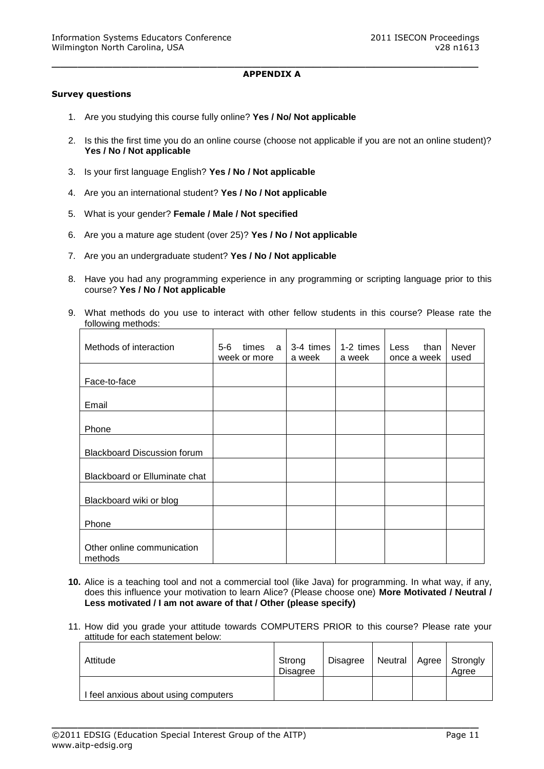**APPENDIX A**

**Survey questions**

1. Are you studying this course fully online? **Yes / No/ Not applicable**

2. Is this the first time you do an online course (choose not applicable if you are not an online student)? **Yes / No / Not applicable**

3. Is your first language English? **Yes / No / Not applicable**

4. Are you an international student? **Yes / No / Not applicable**

5. What is your gender? **Female / Male / Not specified**

6. Are you a mature age student (over 25)? **Yes / No / Not applicable**

7. Are you an undergraduate student? **Yes / No / Not applicable**

8. Have you had any programming experience in any programming or scripting language prior to this course? **Yes / No / Not applicable**

9. What methods do you use to interact with other fellow students in this course? Please rate the following methods:

| Methods of interaction | 5-6 times a week or more | 3-4 times a week | 1-2 times a week | Less than once a week | Never used |
|---|---|---|---|---|---|
| Face-to-face | | | | | |
| Email | | | | | |
| Phone | | | | | |
| Blackboard Discussion forum | | | | | |
| Blackboard or Elluminate chat | | | | | |
| Blackboard wiki or blog | | | | | |
| Phone | | | | | |
| Other online communication methods | | | | | |

10. Alice is a teaching tool and not a commercial tool (like Java) for programming. In what way, if any, does this influence your motivation to learn Alice? (Please choose one) **More Motivated / Neutral / Less motivated / I am not aware of that / Other (please specify)**

11. How did you grade your attitude towards COMPUTERS PRIOR to this course? Please rate your attitude for each statement below:

| Attitude | Strong Disagree | Disagree | Neutral | Agree | Strongly Agree |
|---|---|---|---|---|---|
| I feel anxious about using computers | | | | | |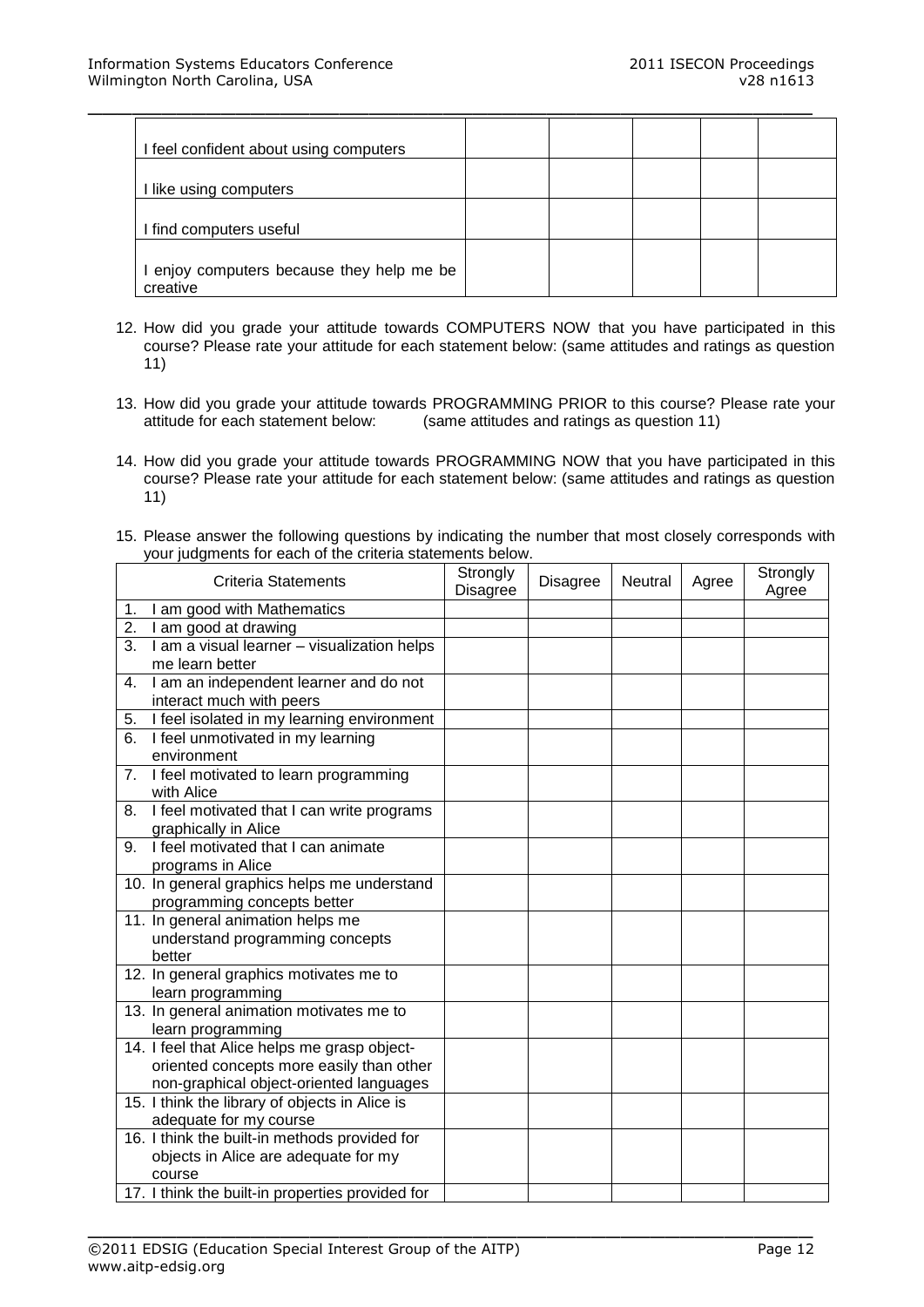| | | | | | |
|---|---|---|---|---|---|
| I feel confident about using computers | | | | | |
| I like using computers | | | | | |
| I find computers useful | | | | | |
| I enjoy computers because they help me be creative | | | | | |

12. How did you grade your attitude towards COMPUTERS NOW that you have participated in this course? Please rate your attitude for each statement below: (same attitudes and ratings as question 11)

13. How did you grade your attitude towards PROGRAMMING PRIOR to this course? Please rate your attitude for each statement below: (same attitudes and ratings as question 11)

14. How did you grade your attitude towards PROGRAMMING NOW that you have participated in this course? Please rate your attitude for each statement below: (same attitudes and ratings as question 11)

15. Please answer the following questions by indicating the number that most closely corresponds with your judgments for each of the criteria statements below.

| Criteria Statements | Strongly Disagree | Disagree | Neutral | Agree | Strongly Agree |
|---|---|---|---|---|---|
| 1. I am good with Mathematics | | | | | |
| 2. I am good at drawing | | | | | |
| 3. I am a visual learner – visualization helps me learn better | | | | | |
| 4. I am an independent learner and do not interact much with peers | | | | | |
| 5. I feel isolated in my learning environment | | | | | |
| 6. I feel unmotivated in my learning environment | | | | | |
| 7. I feel motivated to learn programming with Alice | | | | | |
| 8. I feel motivated that I can write programs graphically in Alice | | | | | |
| 9. I feel motivated that I can animate programs in Alice | | | | | |
| 10. In general graphics helps me understand programming concepts better | | | | | |
| 11. In general animation helps me understand programming concepts better | | | | | |
| 12. In general graphics motivates me to learn programming | | | | | |
| 13. In general animation motivates me to learn programming | | | | | |
| 14. I feel that Alice helps me grasp object-oriented concepts more easily than other non-graphical object-oriented languages | | | | | |
| 15. I think the library of objects in Alice is adequate for my course | | | | | |
| 16. I think the built-in methods provided for objects in Alice are adequate for my course | | | | | |
| 17. I think the built-in properties provided for | | | | | |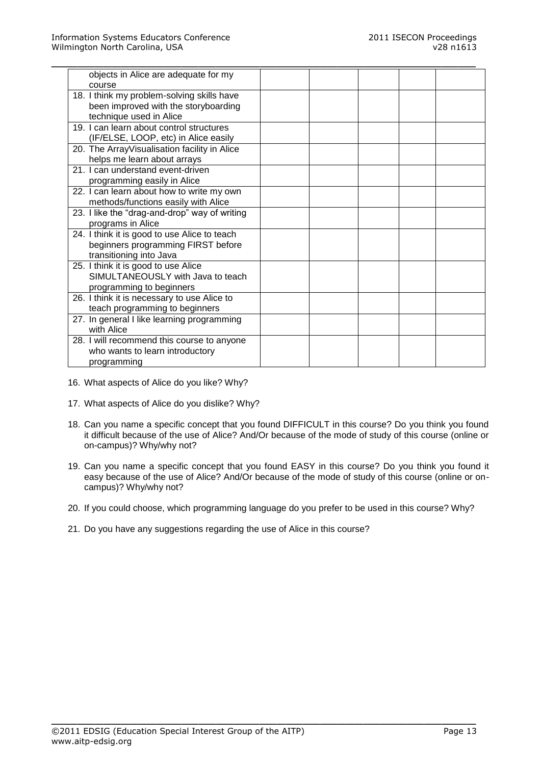| | | | | | |
|---|---|---|---|---|---|
| objects in Alice are adequate for my course | | | | | |
| 18. I think my problem-solving skills have been improved with the storyboarding technique used in Alice | | | | | |
| 19. I can learn about control structures (IF/ELSE, LOOP, etc) in Alice easily | | | | | |
| 20. The ArrayVisualisation facility in Alice helps me learn about arrays | | | | | |
| 21. I can understand event-driven programming easily in Alice | | | | | |
| 22. I can learn about how to write my own methods/functions easily with Alice | | | | | |
| 23. I like the "drag-and-drop" way of writing programs in Alice | | | | | |
| 24. I think it is good to use Alice to teach beginners programming FIRST before transitioning into Java | | | | | |
| 25. I think it is good to use Alice SIMULTANEOUSLY with Java to teach programming to beginners | | | | | |
| 26. I think it is necessary to use Alice to teach programming to beginners | | | | | |
| 27. In general I like learning programming with Alice | | | | | |
| 28. I will recommend this course to anyone who wants to learn introductory programming | | | | | |

16. What aspects of Alice do you like? Why?

17. What aspects of Alice do you dislike? Why?

18. Can you name a specific concept that you found DIFFICULT in this course? Do you think you found it difficult because of the use of Alice? And/Or because of the mode of study of this course (online or on-campus)? Why/why not?

19. Can you name a specific concept that you found EASY in this course? Do you think you found it easy because of the use of Alice? And/Or because of the mode of study of this course (online or on-campus)? Why/why not?

20. If you could choose, which programming language do you prefer to be used in this course? Why?

21. Do you have any suggestions regarding the use of Alice in this course?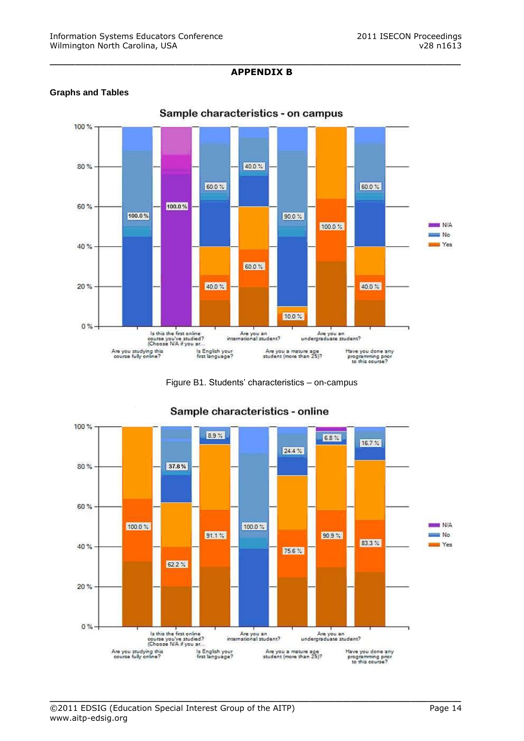# APPENDIX B

## Graphs and Tables

Figure B1. Students' characteristics – on-campus

Figure B2. Students' characteristics – online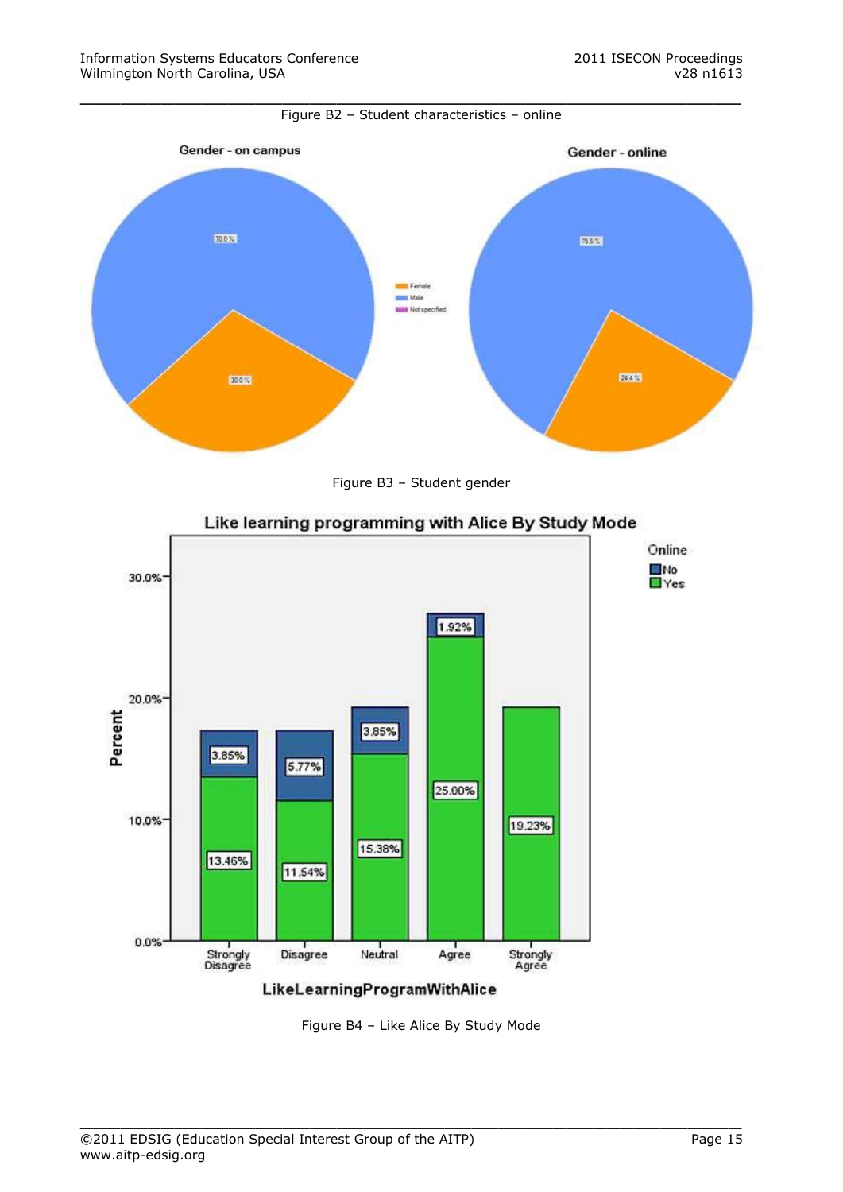Figure B2 – Student characteristics – online

Figure B3 – Student gender

Figure B4 – Like Alice By Study Mode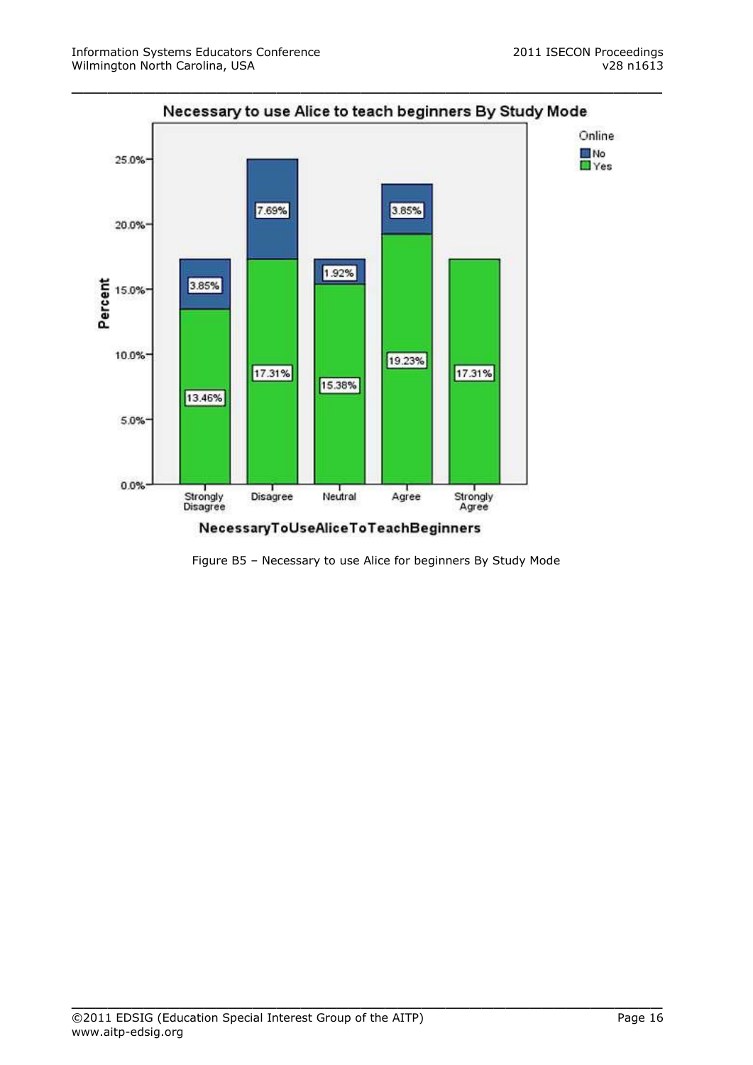Figure B5 – Necessary to use Alice for beginners By Study Mode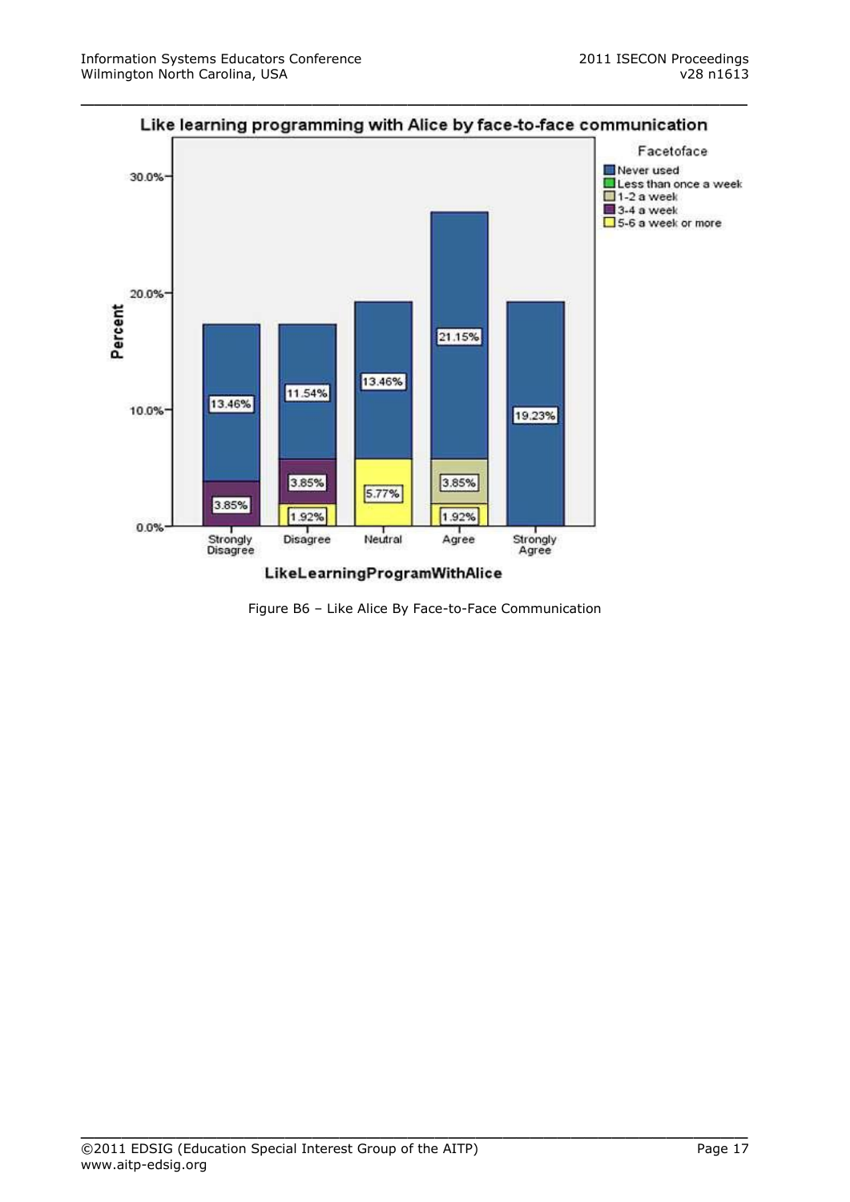Figure B6 – Like Alice By Face-to-Face Communication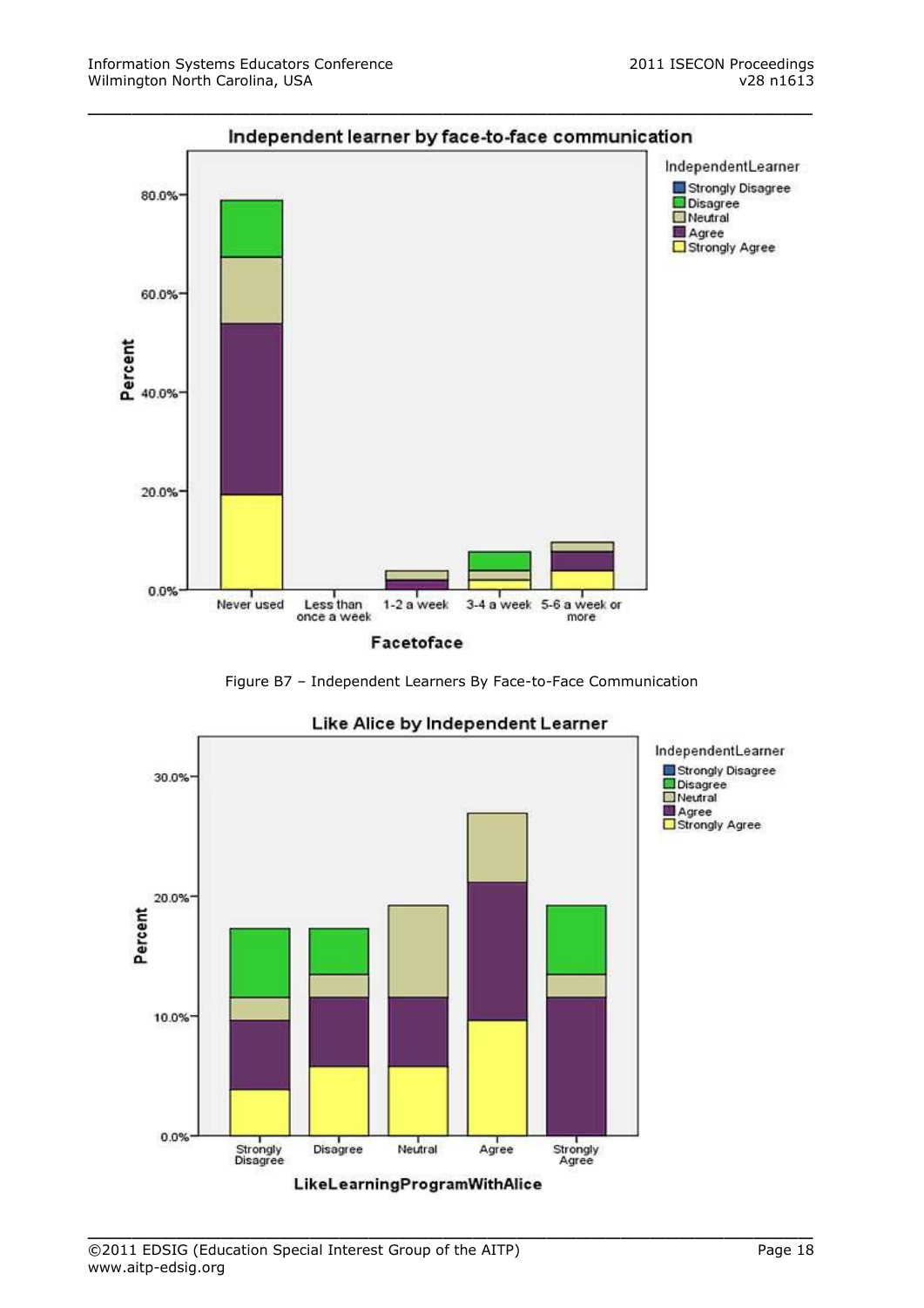Figure B7 – Independent Learners By Face-to-Face Communication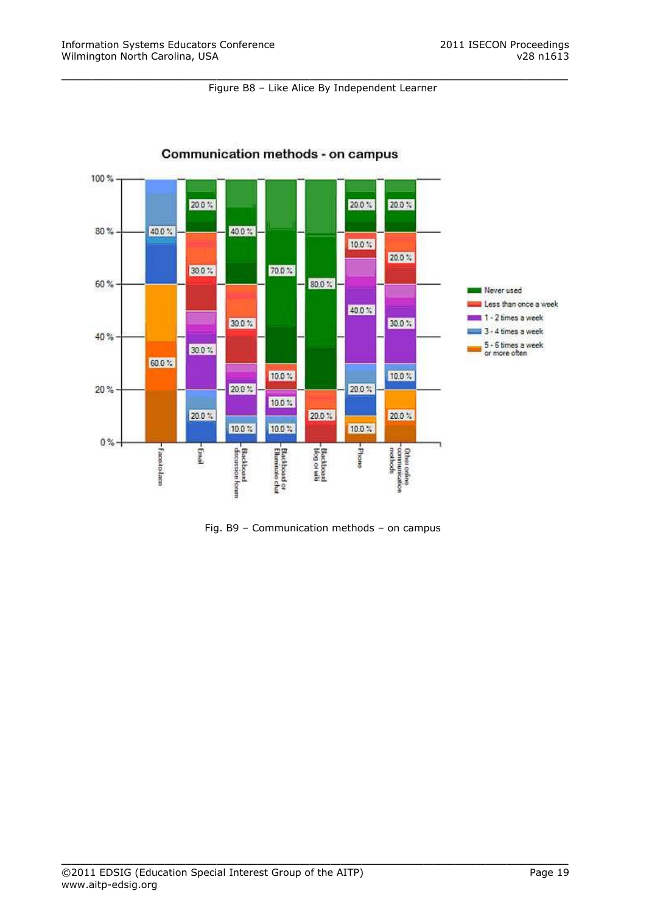Figure B8 – Like Alice By Independent Learner

Fig. B9 – Communication methods – on campus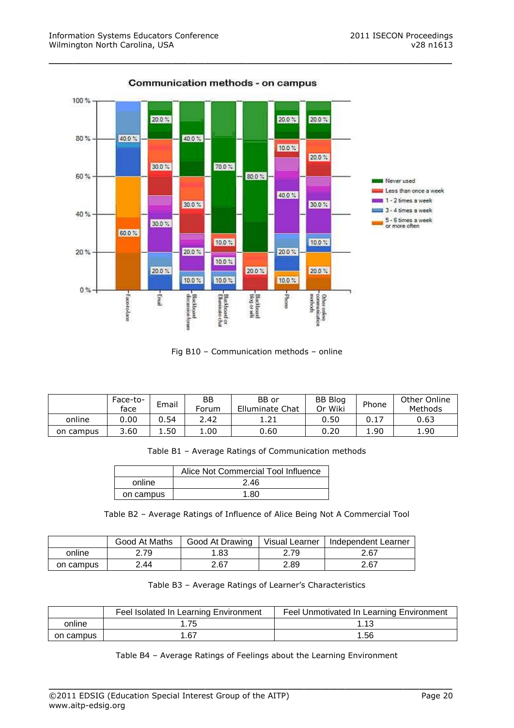Fig B10 – Communication methods – online

|  | Face-to-face | Email | BB Forum | BB or Elluminate Chat | BB Blog Or Wiki | Phone | Other Online Methods |
|---|---|---|---|---|---|---|---|
| online | 0.00 | 0.54 | 2.42 | 1.21 | 0.50 | 0.17 | 0.63 |
| on campus | 3.60 | 1.50 | 1.00 | 0.60 | 0.20 | 1.90 | 1.90 |

Table B1 – Average Ratings of Communication methods

|  | Alice Not Commercial Tool Influence |
|---|---|
| online | 2.46 |
| on campus | 1.80 |

Table B2 – Average Ratings of Influence of Alice Being Not A Commercial Tool

|  | Good At Maths | Good At Drawing | Visual Learner | Independent Learner |
|---|---|---|---|---|
| online | 2.79 | 1.83 | 2.79 | 2.67 |
| on campus | 2.44 | 2.67 | 2.89 | 2.67 |

Table B3 – Average Ratings of Learner's Characteristics

|  | Feel Isolated In Learning Environment | Feel Unmotivated In Learning Environment |
|---|---|---|
| online | 1.75 | 1.13 |
| on campus | 1.67 | 1.56 |

Table B4 – Average Ratings of Feelings about the Learning Environment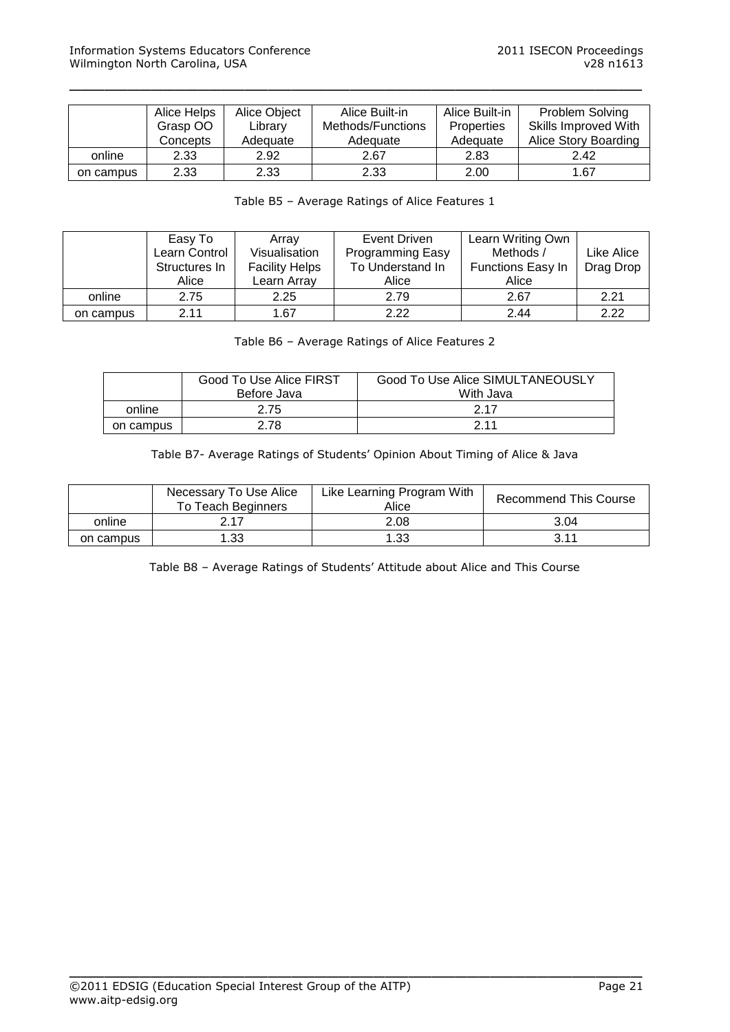| | Alice Helps Grasp OO Concepts | Alice Object Library Adequate | Alice Built-in Methods/Functions Adequate | Alice Built-in Properties Adequate | Problem Solving Skills Improved With Alice Story Boarding |
|---|---|---|---|---|---|
| online | 2.33 | 2.92 | 2.67 | 2.83 | 2.42 |
| on campus | 2.33 | 2.33 | 2.33 | 2.00 | 1.67 |

Table B5 – Average Ratings of Alice Features 1

| | Easy To Learn Control Structures In Alice | Array Visualisation Facility Helps Learn Array | Event Driven Programming Easy To Understand In Alice | Learn Writing Own Methods / Functions Easy In Alice | Like Alice Drag Drop |
|---|---|---|---|---|---|
| online | 2.75 | 2.25 | 2.79 | 2.67 | 2.21 |
| on campus | 2.11 | 1.67 | 2.22 | 2.44 | 2.22 |

Table B6 – Average Ratings of Alice Features 2

| | Good To Use Alice FIRST Before Java | Good To Use Alice SIMULTANEOUSLY With Java |
|---|---|---|
| online | 2.75 | 2.17 |
| on campus | 2.78 | 2.11 |

Table B7- Average Ratings of Students' Opinion About Timing of Alice & Java

| | Necessary To Use Alice To Teach Beginners | Like Learning Program With Alice | Recommend This Course |
|---|---|---|---|
| online | 2.17 | 2.08 | 3.04 |
| on campus | 1.33 | 1.33 | 3.11 |

Table B8 – Average Ratings of Students' Attitude about Alice and This Course